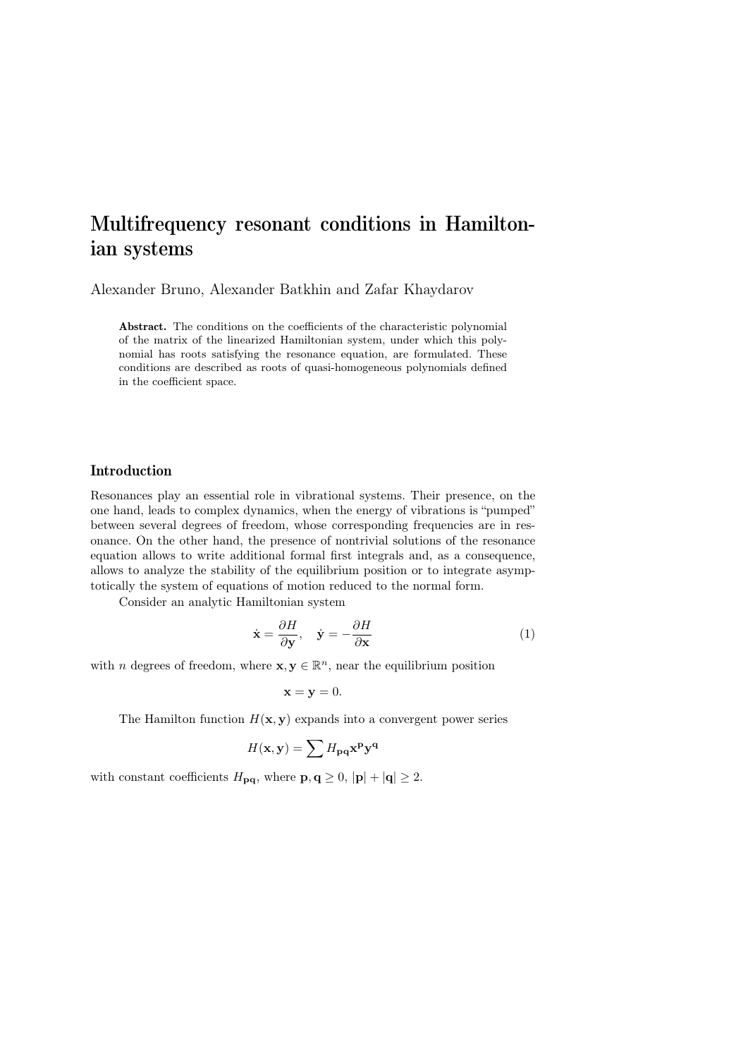# Multifrequency resonant conditions in Hamiltonian systems

Alexander Bruno, Alexander Batkhin and Zafar Khaydarov

**Abstract.** The conditions on the coefficients of the characteristic polynomial of the matrix of the linearized Hamiltonian system, under which this polynomial has roots satisfying the resonance equation, are formulated. These conditions are described as roots of quasi-homogeneous polynomials defined in the coefficient space.

## Introduction

Resonances play an essential role in vibrational systems. Their presence, on the one hand, leads to complex dynamics, when the energy of vibrations is "pumped" between several degrees of freedom, whose corresponding frequencies are in resonance. On the other hand, the presence of nontrivial solutions of the resonance equation allows to write additional formal first integrals and, as a consequence, allows to analyze the stability of the equilibrium position or to integrate asymptotically the system of equations of motion reduced to the normal form.

Consider an analytic Hamiltonian system

$$\dot{\mathbf{x}} = \frac{\partial H}{\partial \mathbf{y}}, \quad \dot{\mathbf{y}} = -\frac{\partial H}{\partial \mathbf{x}} \tag{1}$$

with $n$ degrees of freedom, where $\mathbf{x}, \mathbf{y} \in \mathbb{R}^n$, near the equilibrium position

$$\mathbf{x} = \mathbf{y} = 0.$$

The Hamilton function $H(\mathbf{x}, \mathbf{y})$ expands into a convergent power series

$$H(\mathbf{x}, \mathbf{y}) = \sum H_{\mathbf{pq}} \mathbf{x}^{\mathbf{p}} \mathbf{y}^{\mathbf{q}}$$

with constant coefficients $H_{\mathbf{pq}}$, where $\mathbf{p}, \mathbf{q} \geq 0$, $|\mathbf{p}| + |\mathbf{q}| \geq 2$.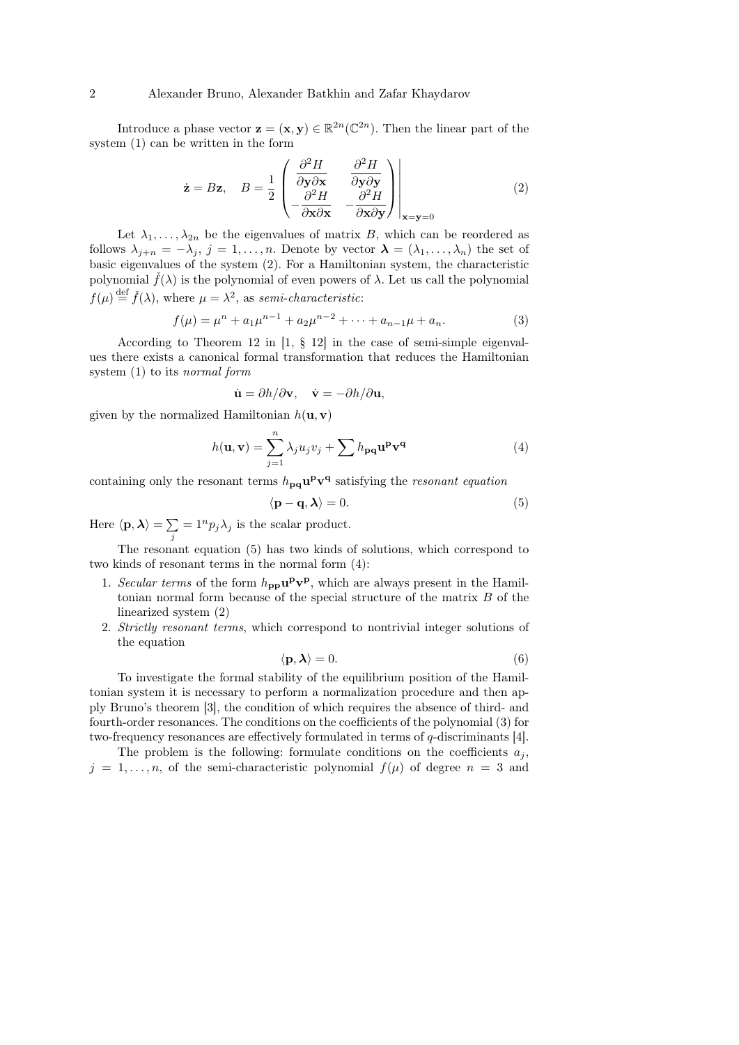Introduce a phase vector $\mathbf{z} = (\mathbf{x}, \mathbf{y}) \in \mathbb{R}^{2n}(\mathbb{C}^{2n})$. Then the linear part of the system (1) can be written in the form

$$\dot{\mathbf{z}} = B\mathbf{z}, \quad B = \frac{1}{2} \left. \begin{pmatrix} \dfrac{\partial^2 H}{\partial \mathbf{y} \partial \mathbf{x}} & \dfrac{\partial^2 H}{\partial \mathbf{y} \partial \mathbf{y}} \\ -\dfrac{\partial^2 H}{\partial \mathbf{x} \partial \mathbf{x}} & -\dfrac{\partial^2 H}{\partial \mathbf{x} \partial \mathbf{y}} \end{pmatrix} \right|_{\mathbf{x}=\mathbf{y}=0} \tag{2}$$

Let $\lambda_1, \ldots, \lambda_{2n}$ be the eigenvalues of matrix $B$, which can be reordered as follows $\lambda_{j+n} = -\lambda_j$, $j = 1, \ldots, n$. Denote by vector $\boldsymbol{\lambda} = (\lambda_1, \ldots, \lambda_n)$ the set of basic eigenvalues of the system (2). For a Hamiltonian system, the characteristic polynomial $\check{f}(\lambda)$ is the polynomial of even powers of $\lambda$. Let us call the polynomial $f(\mu) \stackrel{\text{def}}{=} \check{f}(\lambda)$, where $\mu = \lambda^2$, as *semi-characteristic*:

$$f(\mu) = \mu^n + a_1\mu^{n-1} + a_2\mu^{n-2} + \cdots + a_{n-1}\mu + a_n. \tag{3}$$

According to Theorem 12 in [1, § 12] in the case of semi-simple eigenvalues there exists a canonical formal transformation that reduces the Hamiltonian system (1) to its *normal form*

$$\dot{\mathbf{u}} = \partial h/\partial \mathbf{v}, \quad \dot{\mathbf{v}} = -\partial h/\partial \mathbf{u},$$

given by the normalized Hamiltonian $h(\mathbf{u}, \mathbf{v})$

$$h(\mathbf{u}, \mathbf{v}) = \sum_{j=1}^{n} \lambda_j u_j v_j + \sum h_{\mathbf{pq}} \mathbf{u}^{\mathbf{p}} \mathbf{v}^{\mathbf{q}} \tag{4}$$

containing only the resonant terms $h_{\mathbf{pq}} \mathbf{u}^{\mathbf{p}} \mathbf{v}^{\mathbf{q}}$ satisfying the *resonant equation*

$$\langle \mathbf{p} - \mathbf{q}, \boldsymbol{\lambda} \rangle = 0. \tag{5}$$

Here $\langle \mathbf{p}, \boldsymbol{\lambda} \rangle = \sum\limits_{j} = 1^n p_j \lambda_j$ is the scalar product.

The resonant equation (5) has two kinds of solutions, which correspond to two kinds of resonant terms in the normal form (4):

1. *Secular terms* of the form $h_{\mathbf{pp}} \mathbf{u}^{\mathbf{p}} \mathbf{v}^{\mathbf{p}}$, which are always present in the Hamiltonian normal form because of the special structure of the matrix $B$ of the linearized system (2)
2. *Strictly resonant terms*, which correspond to nontrivial integer solutions of the equation

$$\langle \mathbf{p}, \boldsymbol{\lambda} \rangle = 0. \tag{6}$$

To investigate the formal stability of the equilibrium position of the Hamiltonian system it is necessary to perform a normalization procedure and then apply Bruno's theorem [3], the condition of which requires the absence of third- and fourth-order resonances. The conditions on the coefficients of the polynomial (3) for two-frequency resonances are effectively formulated in terms of $q$-discriminants [4].

The problem is the following: formulate conditions on the coefficients $a_j$, $j = 1, \ldots, n$, of the semi-characteristic polynomial $f(\mu)$ of degree $n = 3$ and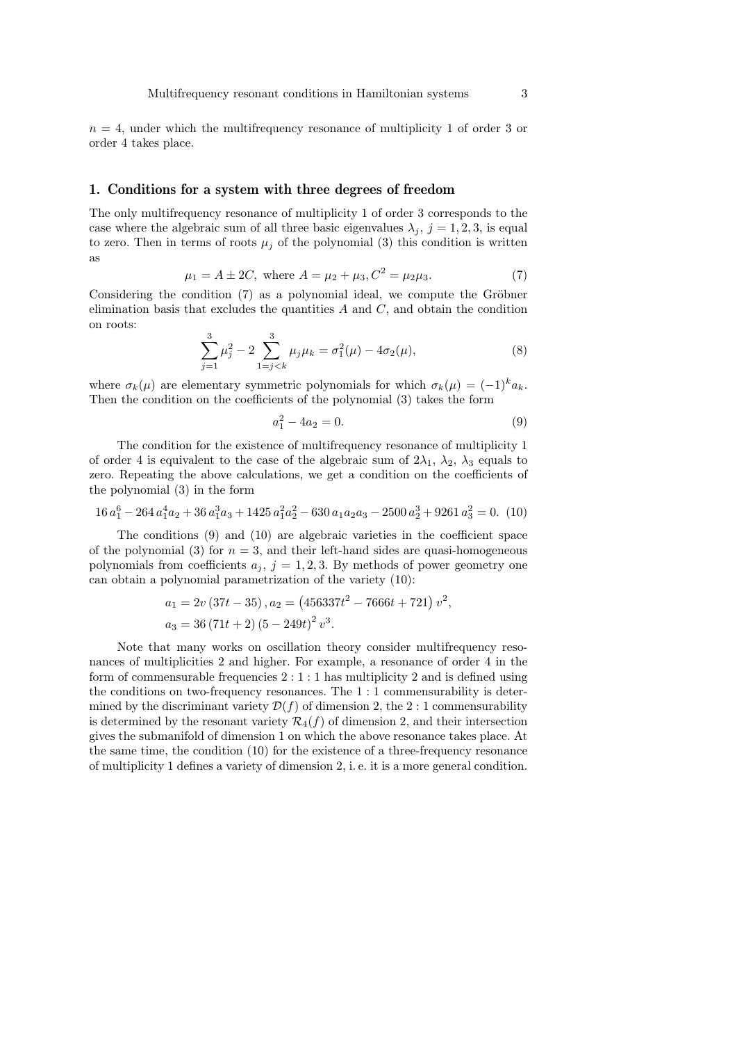$n = 4$, under which the multifrequency resonance of multiplicity 1 of order 3 or order 4 takes place.

## 1. Conditions for a system with three degrees of freedom

The only multifrequency resonance of multiplicity 1 of order 3 corresponds to the case where the algebraic sum of all three basic eigenvalues $\lambda_j$, $j = 1, 2, 3$, is equal to zero. Then in terms of roots $\mu_j$ of the polynomial (3) this condition is written as

$$\mu_1 = A \pm 2C, \text{ where } A = \mu_2 + \mu_3, C^2 = \mu_2\mu_3. \tag{7}$$

Considering the condition (7) as a polynomial ideal, we compute the Gröbner elimination basis that excludes the quantities $A$ and $C$, and obtain the condition on roots:

$$\sum_{j=1}^{3} \mu_j^2 - 2 \sum_{1=j<k}^{3} \mu_j\mu_k = \sigma_1^2(\mu) - 4\sigma_2(\mu), \tag{8}$$

where $\sigma_k(\mu)$ are elementary symmetric polynomials for which $\sigma_k(\mu) = (-1)^k a_k$. Then the condition on the coefficients of the polynomial (3) takes the form

$$a_1^2 - 4a_2 = 0. \tag{9}$$

The condition for the existence of multifrequency resonance of multiplicity 1 of order 4 is equivalent to the case of the algebraic sum of $2\lambda_1$, $\lambda_2$, $\lambda_3$ equals to zero. Repeating the above calculations, we get a condition on the coefficients of the polynomial (3) in the form

$$16\,a_1^6 - 264\,a_1^4 a_2 + 36\,a_1^3 a_3 + 1425\,a_1^2 a_2^2 - 630\,a_1 a_2 a_3 - 2500\,a_2^3 + 9261\,a_3^2 = 0. \tag{10}$$

The conditions (9) and (10) are algebraic varieties in the coefficient space of the polynomial (3) for $n = 3$, and their left-hand sides are quasi-homogeneous polynomials from coefficients $a_j$, $j = 1, 2, 3$. By methods of power geometry one can obtain a polynomial parametrization of the variety (10):

$$a_1 = 2v\,(37t - 35)\,, a_2 = \left(456337t^2 - 7666t + 721\right) v^2,$$
$$a_3 = 36\,(71t + 2)\,(5 - 249t)^2\, v^3.$$

Note that many works on oscillation theory consider multifrequency resonances of multiplicities 2 and higher. For example, a resonance of order 4 in the form of commensurable frequencies $2 : 1 : 1$ has multiplicity 2 and is defined using the conditions on two-frequency resonances. The $1 : 1$ commensurability is determined by the discriminant variety $\mathcal{D}(f)$ of dimension 2, the $2 : 1$ commensurability is determined by the resonant variety $\mathcal{R}_4(f)$ of dimension 2, and their intersection gives the submanifold of dimension 1 on which the above resonance takes place. At the same time, the condition (10) for the existence of a three-frequency resonance of multiplicity 1 defines a variety of dimension 2, i. e. it is a more general condition.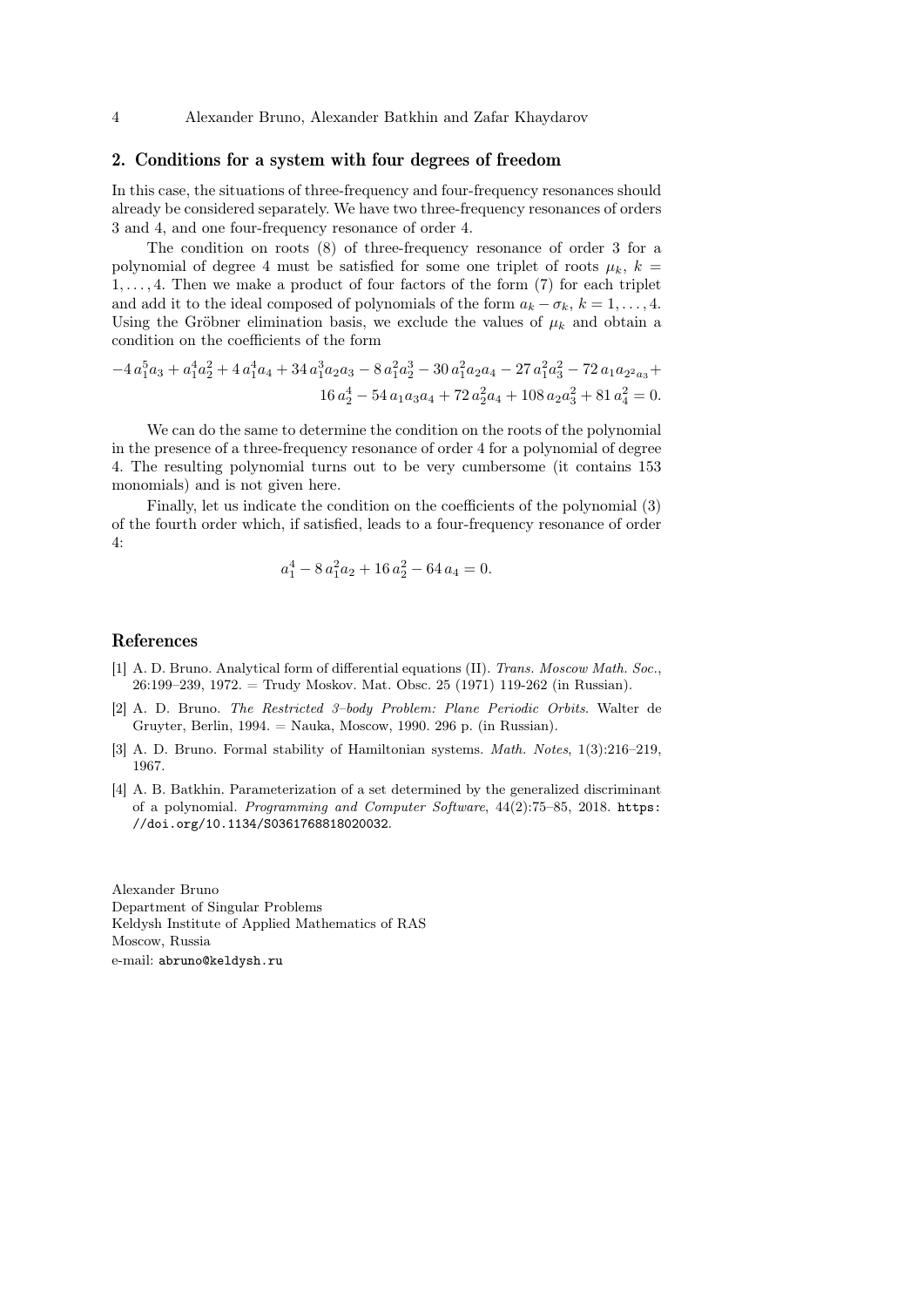## 2. Conditions for a system with four degrees of freedom

In this case, the situations of three-frequency and four-frequency resonances should already be considered separately. We have two three-frequency resonances of orders 3 and 4, and one four-frequency resonance of order 4.

The condition on roots (8) of three-frequency resonance of order 3 for a polynomial of degree 4 must be satisfied for some one triplet of roots $\mu_k$, $k = 1, \ldots, 4$. Then we make a product of four factors of the form (7) for each triplet and add it to the ideal composed of polynomials of the form $a_k - \sigma_k$, $k = 1, \ldots, 4$. Using the Gröbner elimination basis, we exclude the values of $\mu_k$ and obtain a condition on the coefficients of the form

$$-4\,a_1^5 a_3 + a_1^4 a_2^2 + 4\,a_1^4 a_4 + 34\,a_1^3 a_2 a_3 - 8\,a_1^2 a_2^3 - 30\,a_1^2 a_2 a_4 - 27\,a_1^2 a_3^2 - 72\,a_1 a_{2^2 a_3} + 16\,a_2^4 - 54\,a_1 a_3 a_4 + 72\,a_2^2 a_4 + 108\,a_2 a_3^2 + 81\,a_4^2 = 0.$$

We can do the same to determine the condition on the roots of the polynomial in the presence of a three-frequency resonance of order 4 for a polynomial of degree 4. The resulting polynomial turns out to be very cumbersome (it contains 153 monomials) and is not given here.

Finally, let us indicate the condition on the coefficients of the polynomial (3) of the fourth order which, if satisfied, leads to a four-frequency resonance of order 4:

$$a_1^4 - 8\,a_1^2 a_2 + 16\,a_2^2 - 64\,a_4 = 0.$$

## References

[1] A. D. Bruno. Analytical form of differential equations (II). *Trans. Moscow Math. Soc.*, 26:199–239, 1972. = Trudy Moskov. Mat. Obsc. 25 (1971) 119-262 (in Russian).

[2] A. D. Bruno. *The Restricted 3–body Problem: Plane Periodic Orbits*. Walter de Gruyter, Berlin, 1994. = Nauka, Moscow, 1990. 296 p. (in Russian).

[3] A. D. Bruno. Formal stability of Hamiltonian systems. *Math. Notes*, 1(3):216–219, 1967.

[4] A. B. Batkhin. Parameterization of a set determined by the generalized discriminant of a polynomial. *Programming and Computer Software*, 44(2):75–85, 2018. `https://doi.org/10.1134/S0361768818020032`.

Alexander Bruno
Department of Singular Problems
Keldysh Institute of Applied Mathematics of RAS
Moscow, Russia
e-mail: `abruno@keldysh.ru`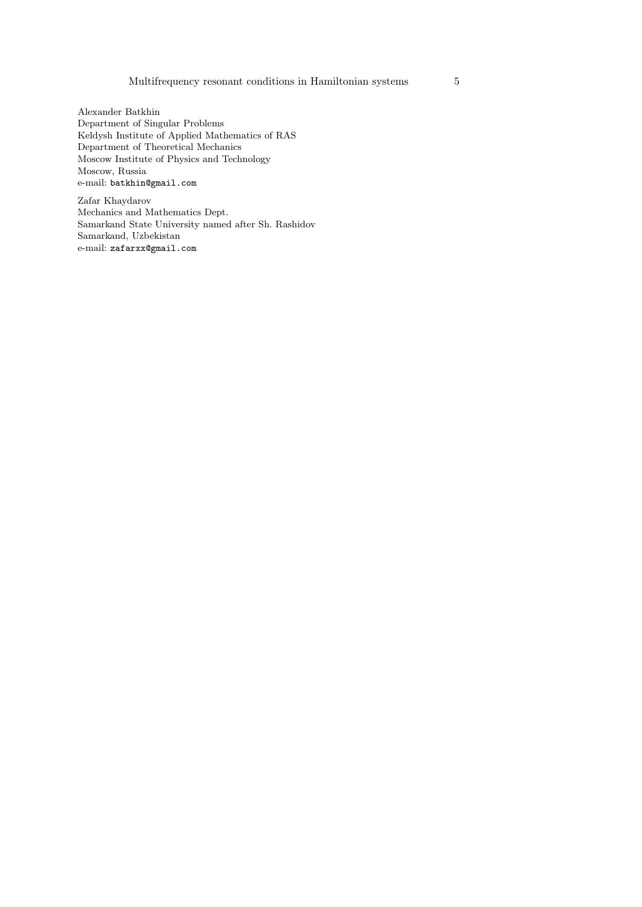Alexander Batkhin
Department of Singular Problems
Keldysh Institute of Applied Mathematics of RAS
Department of Theoretical Mechanics
Moscow Institute of Physics and Technology
Moscow, Russia
e-mail: batkhin@gmail.com

Zafar Khaydarov
Mechanics and Mathematics Dept.
Samarkand State University named after Sh. Rashidov
Samarkand, Uzbekistan
e-mail: zafarxx@gmail.com